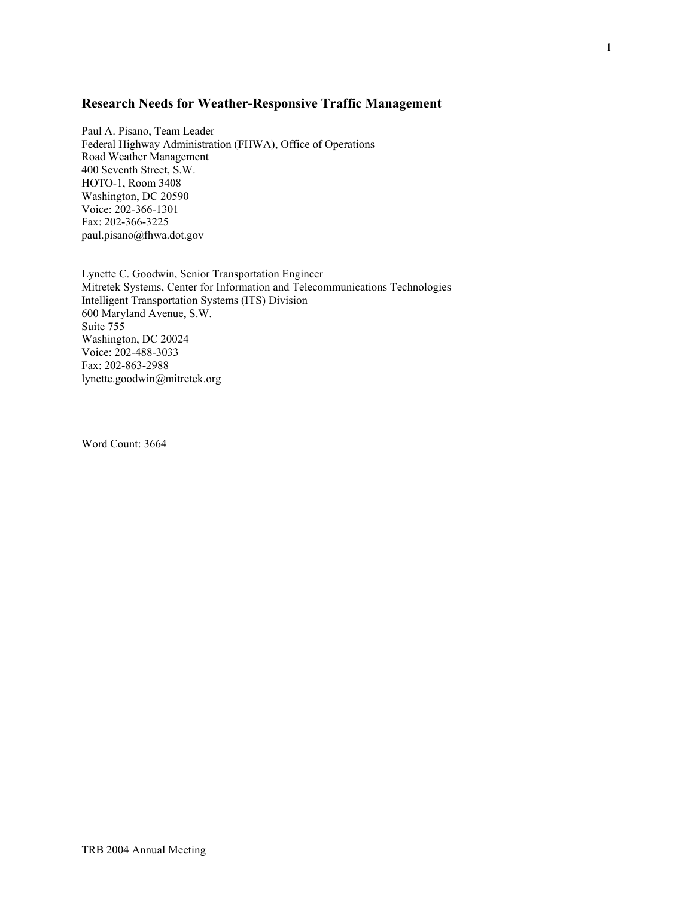# Research Needs for Weather-Responsive Traffic Management

Paul A. Pisano, Team Leader
Federal Highway Administration (FHWA), Office of Operations
Road Weather Management
400 Seventh Street, S.W.
HOTO-1, Room 3408
Washington, DC 20590
Voice: 202-366-1301
Fax: 202-366-3225
paul.pisano@fhwa.dot.gov

Lynette C. Goodwin, Senior Transportation Engineer
Mitretek Systems, Center for Information and Telecommunications Technologies
Intelligent Transportation Systems (ITS) Division
600 Maryland Avenue, S.W.
Suite 755
Washington, DC 20024
Voice: 202-488-3033
Fax: 202-863-2988
lynette.goodwin@mitretek.org

Word Count: 3664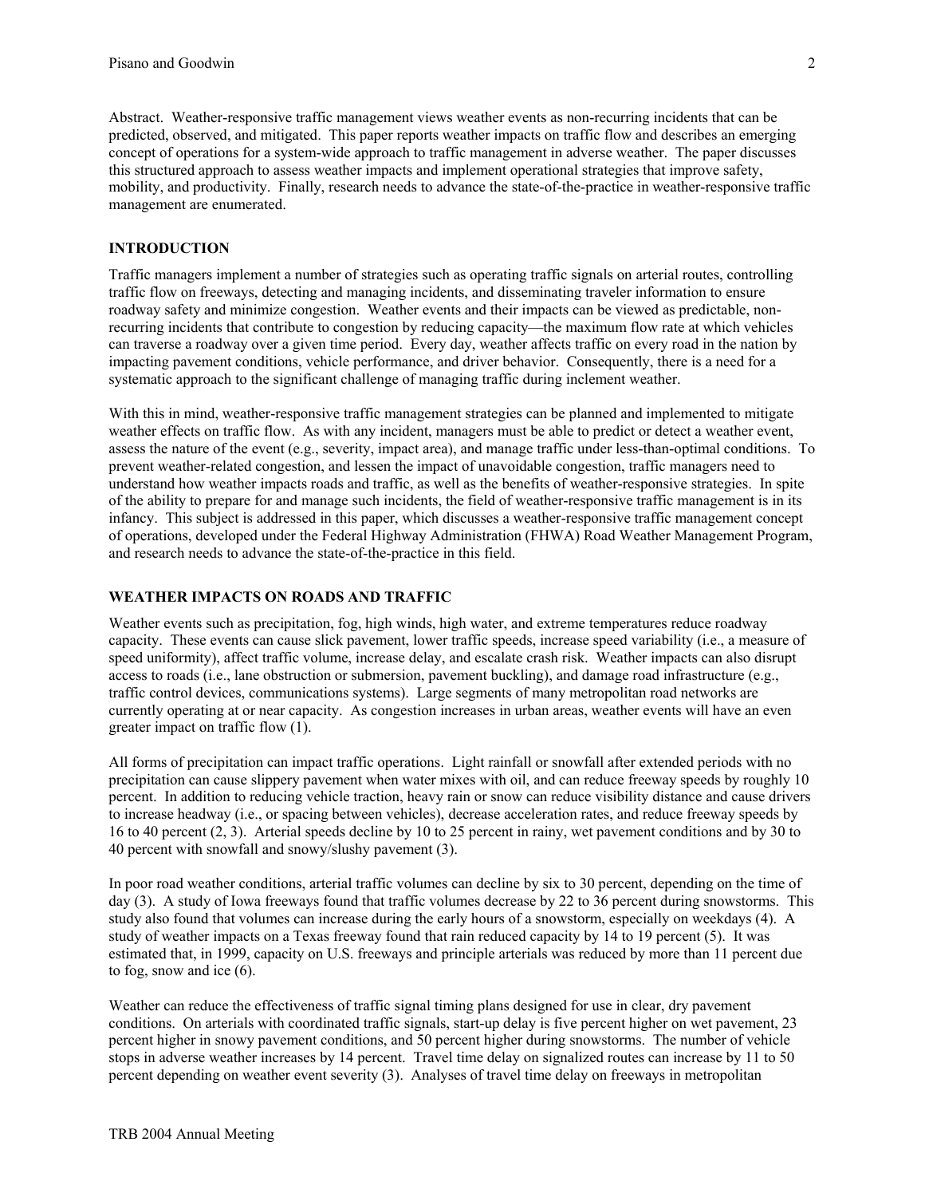Abstract. Weather-responsive traffic management views weather events as non-recurring incidents that can be predicted, observed, and mitigated. This paper reports weather impacts on traffic flow and describes an emerging concept of operations for a system-wide approach to traffic management in adverse weather. The paper discusses this structured approach to assess weather impacts and implement operational strategies that improve safety, mobility, and productivity. Finally, research needs to advance the state-of-the-practice in weather-responsive traffic management are enumerated.

## INTRODUCTION

Traffic managers implement a number of strategies such as operating traffic signals on arterial routes, controlling traffic flow on freeways, detecting and managing incidents, and disseminating traveler information to ensure roadway safety and minimize congestion. Weather events and their impacts can be viewed as predictable, non-recurring incidents that contribute to congestion by reducing capacity—the maximum flow rate at which vehicles can traverse a roadway over a given time period. Every day, weather affects traffic on every road in the nation by impacting pavement conditions, vehicle performance, and driver behavior. Consequently, there is a need for a systematic approach to the significant challenge of managing traffic during inclement weather.

With this in mind, weather-responsive traffic management strategies can be planned and implemented to mitigate weather effects on traffic flow. As with any incident, managers must be able to predict or detect a weather event, assess the nature of the event (e.g., severity, impact area), and manage traffic under less-than-optimal conditions. To prevent weather-related congestion, and lessen the impact of unavoidable congestion, traffic managers need to understand how weather impacts roads and traffic, as well as the benefits of weather-responsive strategies. In spite of the ability to prepare for and manage such incidents, the field of weather-responsive traffic management is in its infancy. This subject is addressed in this paper, which discusses a weather-responsive traffic management concept of operations, developed under the Federal Highway Administration (FHWA) Road Weather Management Program, and research needs to advance the state-of-the-practice in this field.

## WEATHER IMPACTS ON ROADS AND TRAFFIC

Weather events such as precipitation, fog, high winds, high water, and extreme temperatures reduce roadway capacity. These events can cause slick pavement, lower traffic speeds, increase speed variability (i.e., a measure of speed uniformity), affect traffic volume, increase delay, and escalate crash risk. Weather impacts can also disrupt access to roads (i.e., lane obstruction or submersion, pavement buckling), and damage road infrastructure (e.g., traffic control devices, communications systems). Large segments of many metropolitan road networks are currently operating at or near capacity. As congestion increases in urban areas, weather events will have an even greater impact on traffic flow (1).

All forms of precipitation can impact traffic operations. Light rainfall or snowfall after extended periods with no precipitation can cause slippery pavement when water mixes with oil, and can reduce freeway speeds by roughly 10 percent. In addition to reducing vehicle traction, heavy rain or snow can reduce visibility distance and cause drivers to increase headway (i.e., or spacing between vehicles), decrease acceleration rates, and reduce freeway speeds by 16 to 40 percent (2, 3). Arterial speeds decline by 10 to 25 percent in rainy, wet pavement conditions and by 30 to 40 percent with snowfall and snowy/slushy pavement (3).

In poor road weather conditions, arterial traffic volumes can decline by six to 30 percent, depending on the time of day (3). A study of Iowa freeways found that traffic volumes decrease by 22 to 36 percent during snowstorms. This study also found that volumes can increase during the early hours of a snowstorm, especially on weekdays (4). A study of weather impacts on a Texas freeway found that rain reduced capacity by 14 to 19 percent (5). It was estimated that, in 1999, capacity on U.S. freeways and principle arterials was reduced by more than 11 percent due to fog, snow and ice (6).

Weather can reduce the effectiveness of traffic signal timing plans designed for use in clear, dry pavement conditions. On arterials with coordinated traffic signals, start-up delay is five percent higher on wet pavement, 23 percent higher in snowy pavement conditions, and 50 percent higher during snowstorms. The number of vehicle stops in adverse weather increases by 14 percent. Travel time delay on signalized routes can increase by 11 to 50 percent depending on weather event severity (3). Analyses of travel time delay on freeways in metropolitan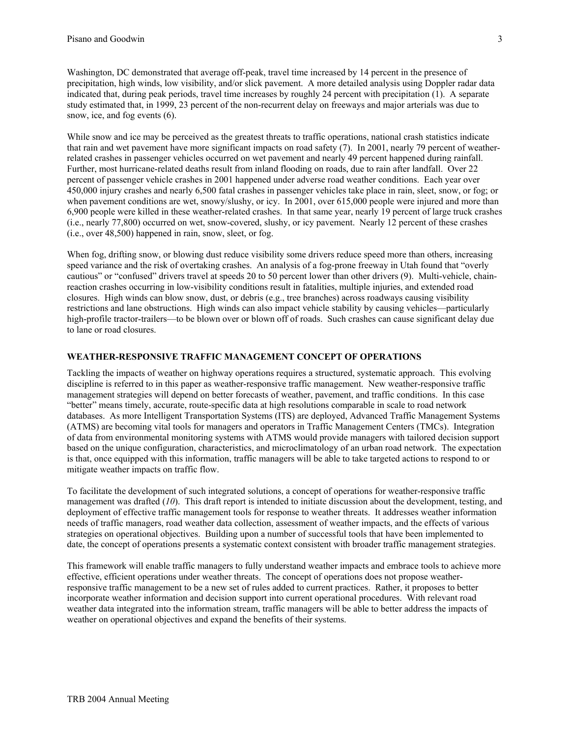Washington, DC demonstrated that average off-peak, travel time increased by 14 percent in the presence of precipitation, high winds, low visibility, and/or slick pavement. A more detailed analysis using Doppler radar data indicated that, during peak periods, travel time increases by roughly 24 percent with precipitation (1). A separate study estimated that, in 1999, 23 percent of the non-recurrent delay on freeways and major arterials was due to snow, ice, and fog events (6).

While snow and ice may be perceived as the greatest threats to traffic operations, national crash statistics indicate that rain and wet pavement have more significant impacts on road safety (7). In 2001, nearly 79 percent of weather-related crashes in passenger vehicles occurred on wet pavement and nearly 49 percent happened during rainfall. Further, most hurricane-related deaths result from inland flooding on roads, due to rain after landfall. Over 22 percent of passenger vehicle crashes in 2001 happened under adverse road weather conditions. Each year over 450,000 injury crashes and nearly 6,500 fatal crashes in passenger vehicles take place in rain, sleet, snow, or fog; or when pavement conditions are wet, snowy/slushy, or icy. In 2001, over 615,000 people were injured and more than 6,900 people were killed in these weather-related crashes. In that same year, nearly 19 percent of large truck crashes (i.e., nearly 77,800) occurred on wet, snow-covered, slushy, or icy pavement. Nearly 12 percent of these crashes (i.e., over 48,500) happened in rain, snow, sleet, or fog.

When fog, drifting snow, or blowing dust reduce visibility some drivers reduce speed more than others, increasing speed variance and the risk of overtaking crashes. An analysis of a fog-prone freeway in Utah found that "overly cautious" or "confused" drivers travel at speeds 20 to 50 percent lower than other drivers (9). Multi-vehicle, chain-reaction crashes occurring in low-visibility conditions result in fatalities, multiple injuries, and extended road closures. High winds can blow snow, dust, or debris (e.g., tree branches) across roadways causing visibility restrictions and lane obstructions. High winds can also impact vehicle stability by causing vehicles—particularly high-profile tractor-trailers—to be blown over or blown off of roads. Such crashes can cause significant delay due to lane or road closures.

## WEATHER-RESPONSIVE TRAFFIC MANAGEMENT CONCEPT OF OPERATIONS

Tackling the impacts of weather on highway operations requires a structured, systematic approach. This evolving discipline is referred to in this paper as weather-responsive traffic management. New weather-responsive traffic management strategies will depend on better forecasts of weather, pavement, and traffic conditions. In this case "better" means timely, accurate, route-specific data at high resolutions comparable in scale to road network databases. As more Intelligent Transportation Systems (ITS) are deployed, Advanced Traffic Management Systems (ATMS) are becoming vital tools for managers and operators in Traffic Management Centers (TMCs). Integration of data from environmental monitoring systems with ATMS would provide managers with tailored decision support based on the unique configuration, characteristics, and microclimatology of an urban road network. The expectation is that, once equipped with this information, traffic managers will be able to take targeted actions to respond to or mitigate weather impacts on traffic flow.

To facilitate the development of such integrated solutions, a concept of operations for weather-responsive traffic management was drafted (*10*). This draft report is intended to initiate discussion about the development, testing, and deployment of effective traffic management tools for response to weather threats. It addresses weather information needs of traffic managers, road weather data collection, assessment of weather impacts, and the effects of various strategies on operational objectives. Building upon a number of successful tools that have been implemented to date, the concept of operations presents a systematic context consistent with broader traffic management strategies.

This framework will enable traffic managers to fully understand weather impacts and embrace tools to achieve more effective, efficient operations under weather threats. The concept of operations does not propose weather-responsive traffic management to be a new set of rules added to current practices. Rather, it proposes to better incorporate weather information and decision support into current operational procedures. With relevant road weather data integrated into the information stream, traffic managers will be able to better address the impacts of weather on operational objectives and expand the benefits of their systems.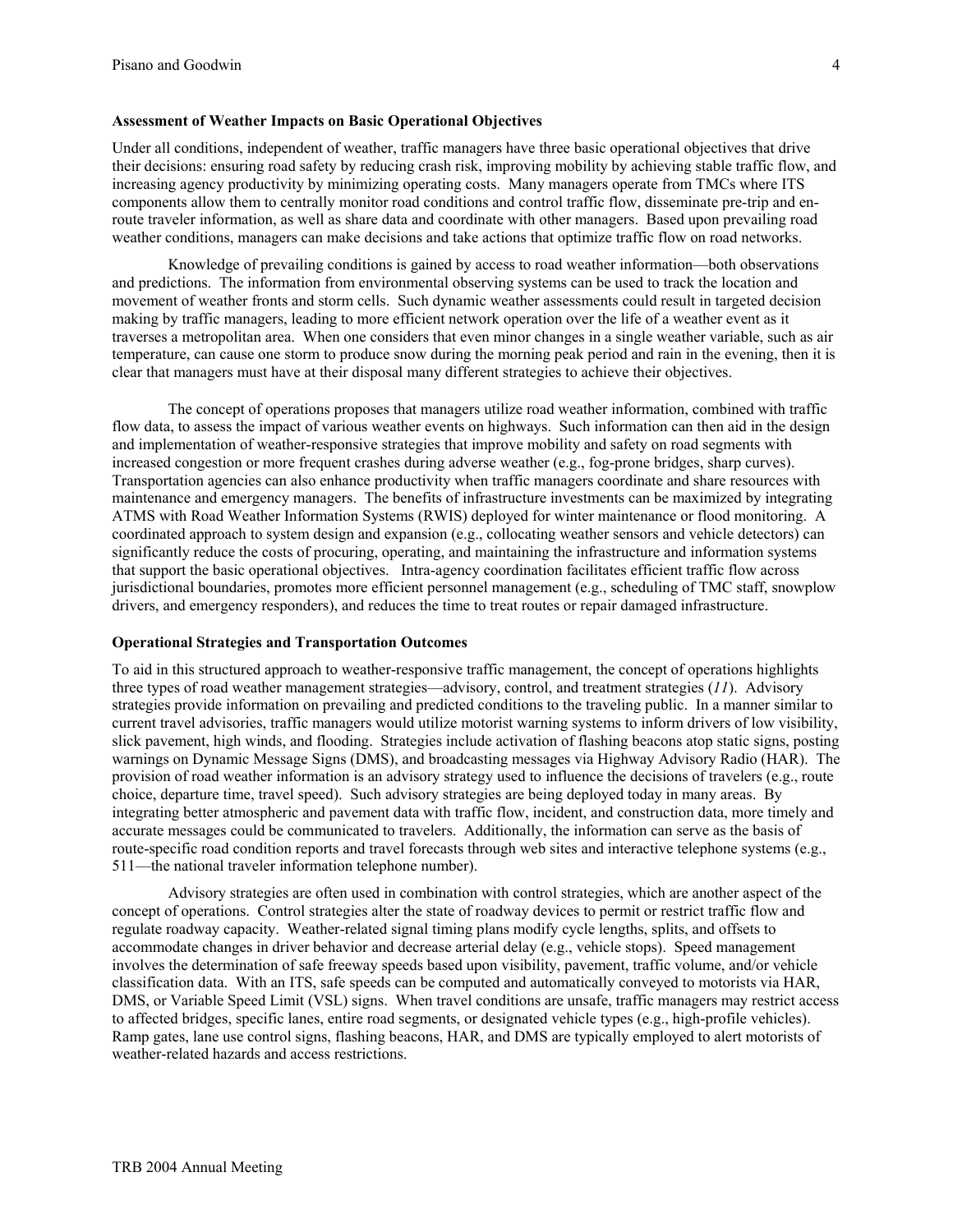**Assessment of Weather Impacts on Basic Operational Objectives**

Under all conditions, independent of weather, traffic managers have three basic operational objectives that drive their decisions: ensuring road safety by reducing crash risk, improving mobility by achieving stable traffic flow, and increasing agency productivity by minimizing operating costs. Many managers operate from TMCs where ITS components allow them to centrally monitor road conditions and control traffic flow, disseminate pre-trip and en-route traveler information, as well as share data and coordinate with other managers. Based upon prevailing road weather conditions, managers can make decisions and take actions that optimize traffic flow on road networks.

Knowledge of prevailing conditions is gained by access to road weather information—both observations and predictions. The information from environmental observing systems can be used to track the location and movement of weather fronts and storm cells. Such dynamic weather assessments could result in targeted decision making by traffic managers, leading to more efficient network operation over the life of a weather event as it traverses a metropolitan area. When one considers that even minor changes in a single weather variable, such as air temperature, can cause one storm to produce snow during the morning peak period and rain in the evening, then it is clear that managers must have at their disposal many different strategies to achieve their objectives.

The concept of operations proposes that managers utilize road weather information, combined with traffic flow data, to assess the impact of various weather events on highways. Such information can then aid in the design and implementation of weather-responsive strategies that improve mobility and safety on road segments with increased congestion or more frequent crashes during adverse weather (e.g., fog-prone bridges, sharp curves). Transportation agencies can also enhance productivity when traffic managers coordinate and share resources with maintenance and emergency managers. The benefits of infrastructure investments can be maximized by integrating ATMS with Road Weather Information Systems (RWIS) deployed for winter maintenance or flood monitoring. A coordinated approach to system design and expansion (e.g., collocating weather sensors and vehicle detectors) can significantly reduce the costs of procuring, operating, and maintaining the infrastructure and information systems that support the basic operational objectives. Intra-agency coordination facilitates efficient traffic flow across jurisdictional boundaries, promotes more efficient personnel management (e.g., scheduling of TMC staff, snowplow drivers, and emergency responders), and reduces the time to treat routes or repair damaged infrastructure.

**Operational Strategies and Transportation Outcomes**

To aid in this structured approach to weather-responsive traffic management, the concept of operations highlights three types of road weather management strategies—advisory, control, and treatment strategies (*11*). Advisory strategies provide information on prevailing and predicted conditions to the traveling public. In a manner similar to current travel advisories, traffic managers would utilize motorist warning systems to inform drivers of low visibility, slick pavement, high winds, and flooding. Strategies include activation of flashing beacons atop static signs, posting warnings on Dynamic Message Signs (DMS), and broadcasting messages via Highway Advisory Radio (HAR). The provision of road weather information is an advisory strategy used to influence the decisions of travelers (e.g., route choice, departure time, travel speed). Such advisory strategies are being deployed today in many areas. By integrating better atmospheric and pavement data with traffic flow, incident, and construction data, more timely and accurate messages could be communicated to travelers. Additionally, the information can serve as the basis of route-specific road condition reports and travel forecasts through web sites and interactive telephone systems (e.g., 511—the national traveler information telephone number).

Advisory strategies are often used in combination with control strategies, which are another aspect of the concept of operations. Control strategies alter the state of roadway devices to permit or restrict traffic flow and regulate roadway capacity. Weather-related signal timing plans modify cycle lengths, splits, and offsets to accommodate changes in driver behavior and decrease arterial delay (e.g., vehicle stops). Speed management involves the determination of safe freeway speeds based upon visibility, pavement, traffic volume, and/or vehicle classification data. With an ITS, safe speeds can be computed and automatically conveyed to motorists via HAR, DMS, or Variable Speed Limit (VSL) signs. When travel conditions are unsafe, traffic managers may restrict access to affected bridges, specific lanes, entire road segments, or designated vehicle types (e.g., high-profile vehicles). Ramp gates, lane use control signs, flashing beacons, HAR, and DMS are typically employed to alert motorists of weather-related hazards and access restrictions.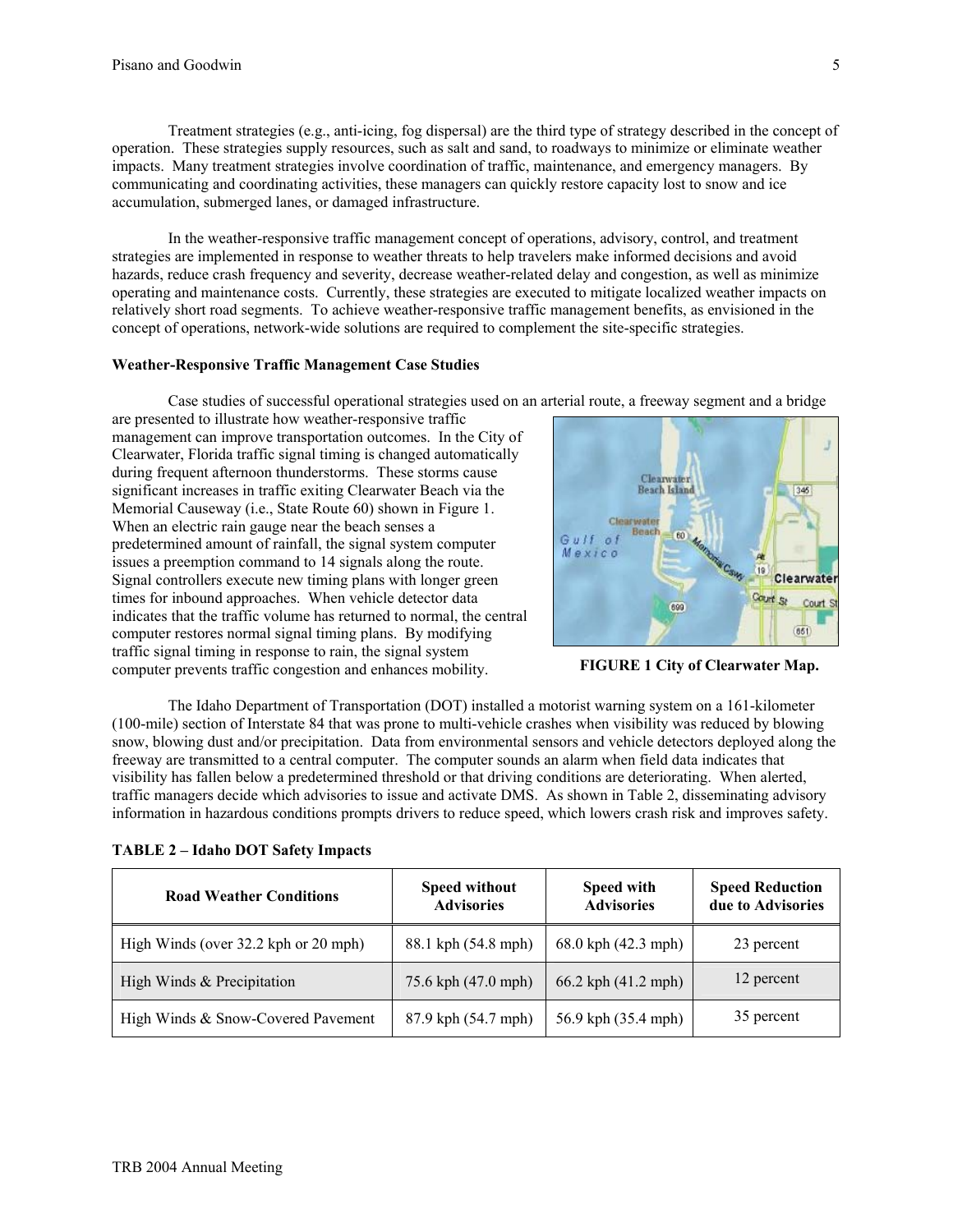Treatment strategies (e.g., anti-icing, fog dispersal) are the third type of strategy described in the concept of operation. These strategies supply resources, such as salt and sand, to roadways to minimize or eliminate weather impacts. Many treatment strategies involve coordination of traffic, maintenance, and emergency managers. By communicating and coordinating activities, these managers can quickly restore capacity lost to snow and ice accumulation, submerged lanes, or damaged infrastructure.

In the weather-responsive traffic management concept of operations, advisory, control, and treatment strategies are implemented in response to weather threats to help travelers make informed decisions and avoid hazards, reduce crash frequency and severity, decrease weather-related delay and congestion, as well as minimize operating and maintenance costs. Currently, these strategies are executed to mitigate localized weather impacts on relatively short road segments. To achieve weather-responsive traffic management benefits, as envisioned in the concept of operations, network-wide solutions are required to complement the site-specific strategies.

**Weather-Responsive Traffic Management Case Studies**

Case studies of successful operational strategies used on an arterial route, a freeway segment and a bridge are presented to illustrate how weather-responsive traffic management can improve transportation outcomes. In the City of Clearwater, Florida traffic signal timing is changed automatically during frequent afternoon thunderstorms. These storms cause significant increases in traffic exiting Clearwater Beach via the Memorial Causeway (i.e., State Route 60) shown in Figure 1. When an electric rain gauge near the beach senses a predetermined amount of rainfall, the signal system computer issues a preemption command to 14 signals along the route. Signal controllers execute new timing plans with longer green times for inbound approaches. When vehicle detector data indicates that the traffic volume has returned to normal, the central computer restores normal signal timing plans. By modifying traffic signal timing in response to rain, the signal system computer prevents traffic congestion and enhances mobility.

**FIGURE 1 City of Clearwater Map.**

The Idaho Department of Transportation (DOT) installed a motorist warning system on a 161-kilometer (100-mile) section of Interstate 84 that was prone to multi-vehicle crashes when visibility was reduced by blowing snow, blowing dust and/or precipitation. Data from environmental sensors and vehicle detectors deployed along the freeway are transmitted to a central computer. The computer sounds an alarm when field data indicates that visibility has fallen below a predetermined threshold or that driving conditions are deteriorating. When alerted, traffic managers decide which advisories to issue and activate DMS. As shown in Table 2, disseminating advisory information in hazardous conditions prompts drivers to reduce speed, which lowers crash risk and improves safety.

**TABLE 2 – Idaho DOT Safety Impacts**

| Road Weather Conditions | Speed without Advisories | Speed with Advisories | Speed Reduction due to Advisories |
|---|---|---|---|
| High Winds (over 32.2 kph or 20 mph) | 88.1 kph (54.8 mph) | 68.0 kph (42.3 mph) | 23 percent |
| High Winds & Precipitation | 75.6 kph (47.0 mph) | 66.2 kph (41.2 mph) | 12 percent |
| High Winds & Snow-Covered Pavement | 87.9 kph (54.7 mph) | 56.9 kph (35.4 mph) | 35 percent |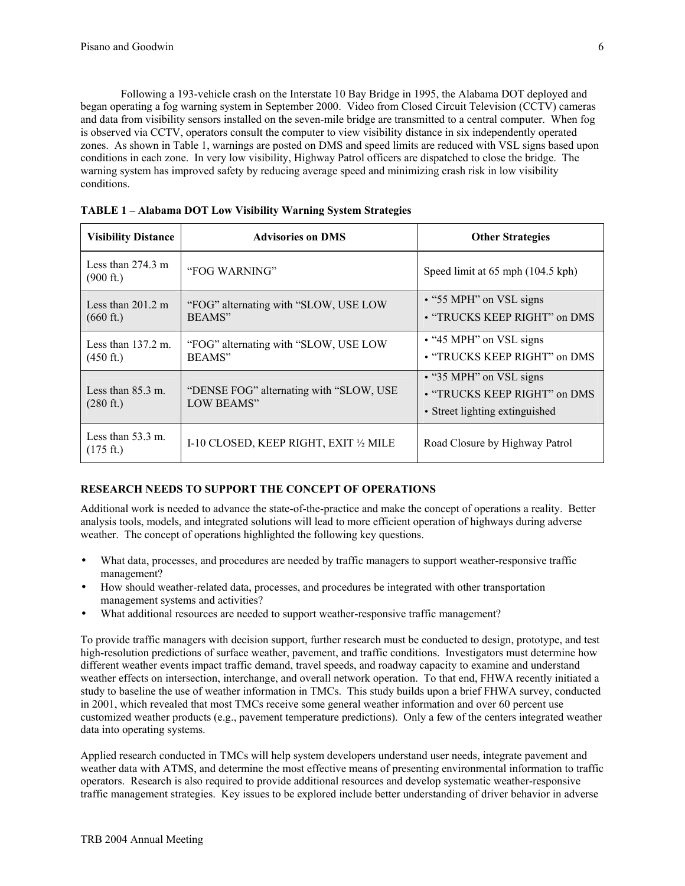Following a 193-vehicle crash on the Interstate 10 Bay Bridge in 1995, the Alabama DOT deployed and began operating a fog warning system in September 2000. Video from Closed Circuit Television (CCTV) cameras and data from visibility sensors installed on the seven-mile bridge are transmitted to a central computer. When fog is observed via CCTV, operators consult the computer to view visibility distance in six independently operated zones. As shown in Table 1, warnings are posted on DMS and speed limits are reduced with VSL signs based upon conditions in each zone. In very low visibility, Highway Patrol officers are dispatched to close the bridge. The warning system has improved safety by reducing average speed and minimizing crash risk in low visibility conditions.

**TABLE 1 – Alabama DOT Low Visibility Warning System Strategies**

| Visibility Distance | Advisories on DMS | Other Strategies |
|---|---|---|
| Less than 274.3 m (900 ft.) | "FOG WARNING" | Speed limit at 65 mph (104.5 kph) |
| Less than 201.2 m (660 ft.) | "FOG" alternating with "SLOW, USE LOW BEAMS" | • "55 MPH" on VSL signs<br>• "TRUCKS KEEP RIGHT" on DMS |
| Less than 137.2 m. (450 ft.) | "FOG" alternating with "SLOW, USE LOW BEAMS" | • "45 MPH" on VSL signs<br>• "TRUCKS KEEP RIGHT" on DMS |
| Less than 85.3 m. (280 ft.) | "DENSE FOG" alternating with "SLOW, USE LOW BEAMS" | • "35 MPH" on VSL signs<br>• "TRUCKS KEEP RIGHT" on DMS<br>• Street lighting extinguished |
| Less than 53.3 m. (175 ft.) | I-10 CLOSED, KEEP RIGHT, EXIT ½ MILE | Road Closure by Highway Patrol |

**RESEARCH NEEDS TO SUPPORT THE CONCEPT OF OPERATIONS**

Additional work is needed to advance the state-of-the-practice and make the concept of operations a reality. Better analysis tools, models, and integrated solutions will lead to more efficient operation of highways during adverse weather. The concept of operations highlighted the following key questions.

- What data, processes, and procedures are needed by traffic managers to support weather-responsive traffic management?
- How should weather-related data, processes, and procedures be integrated with other transportation management systems and activities?
- What additional resources are needed to support weather-responsive traffic management?

To provide traffic managers with decision support, further research must be conducted to design, prototype, and test high-resolution predictions of surface weather, pavement, and traffic conditions. Investigators must determine how different weather events impact traffic demand, travel speeds, and roadway capacity to examine and understand weather effects on intersection, interchange, and overall network operation. To that end, FHWA recently initiated a study to baseline the use of weather information in TMCs. This study builds upon a brief FHWA survey, conducted in 2001, which revealed that most TMCs receive some general weather information and over 60 percent use customized weather products (e.g., pavement temperature predictions). Only a few of the centers integrated weather data into operating systems.

Applied research conducted in TMCs will help system developers understand user needs, integrate pavement and weather data with ATMS, and determine the most effective means of presenting environmental information to traffic operators. Research is also required to provide additional resources and develop systematic weather-responsive traffic management strategies. Key issues to be explored include better understanding of driver behavior in adverse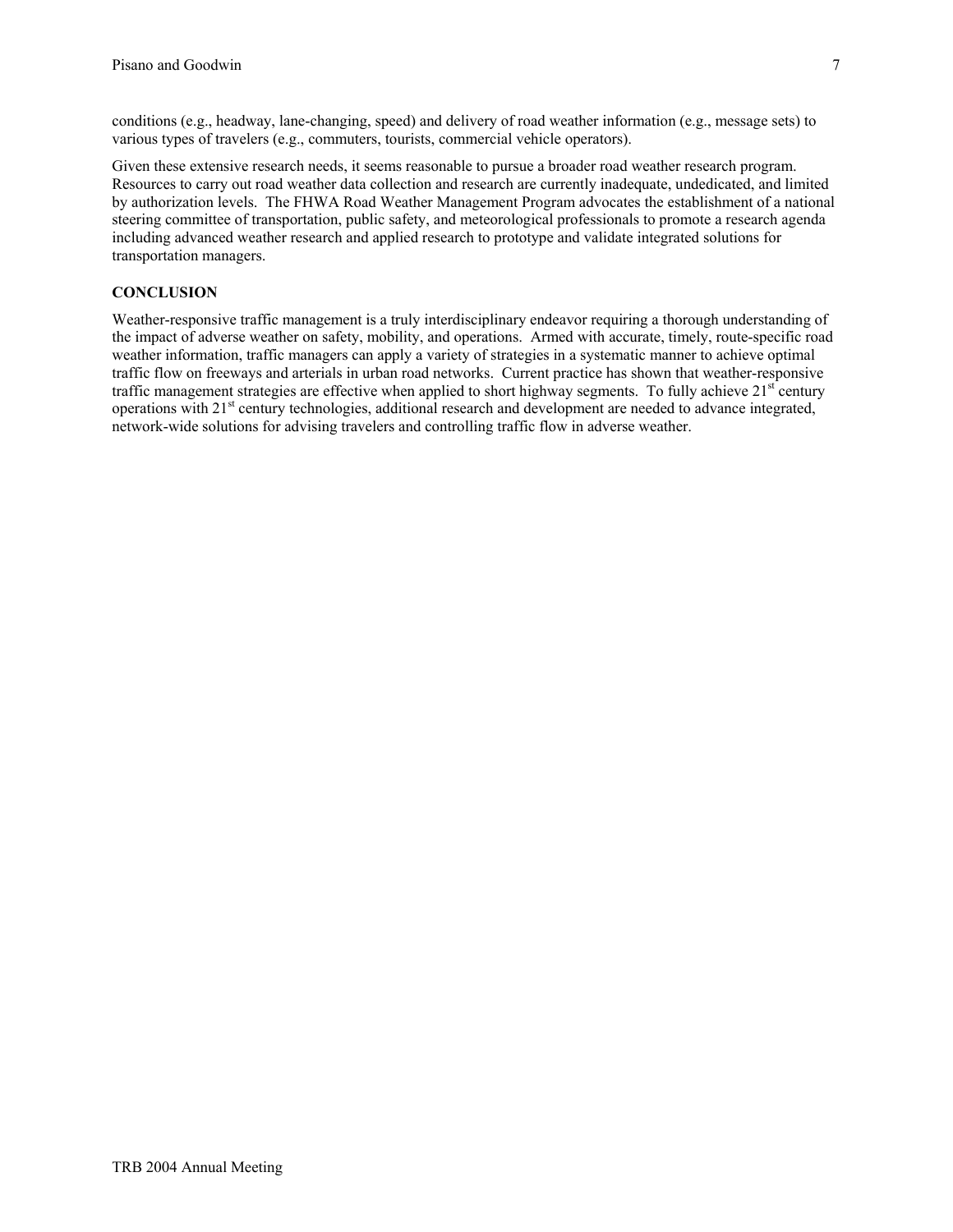conditions (e.g., headway, lane-changing, speed) and delivery of road weather information (e.g., message sets) to various types of travelers (e.g., commuters, tourists, commercial vehicle operators).

Given these extensive research needs, it seems reasonable to pursue a broader road weather research program. Resources to carry out road weather data collection and research are currently inadequate, undedicated, and limited by authorization levels. The FHWA Road Weather Management Program advocates the establishment of a national steering committee of transportation, public safety, and meteorological professionals to promote a research agenda including advanced weather research and applied research to prototype and validate integrated solutions for transportation managers.

## CONCLUSION

Weather-responsive traffic management is a truly interdisciplinary endeavor requiring a thorough understanding of the impact of adverse weather on safety, mobility, and operations. Armed with accurate, timely, route-specific road weather information, traffic managers can apply a variety of strategies in a systematic manner to achieve optimal traffic flow on freeways and arterials in urban road networks. Current practice has shown that weather-responsive traffic management strategies are effective when applied to short highway segments. To fully achieve 21st century operations with 21st century technologies, additional research and development are needed to advance integrated, network-wide solutions for advising travelers and controlling traffic flow in adverse weather.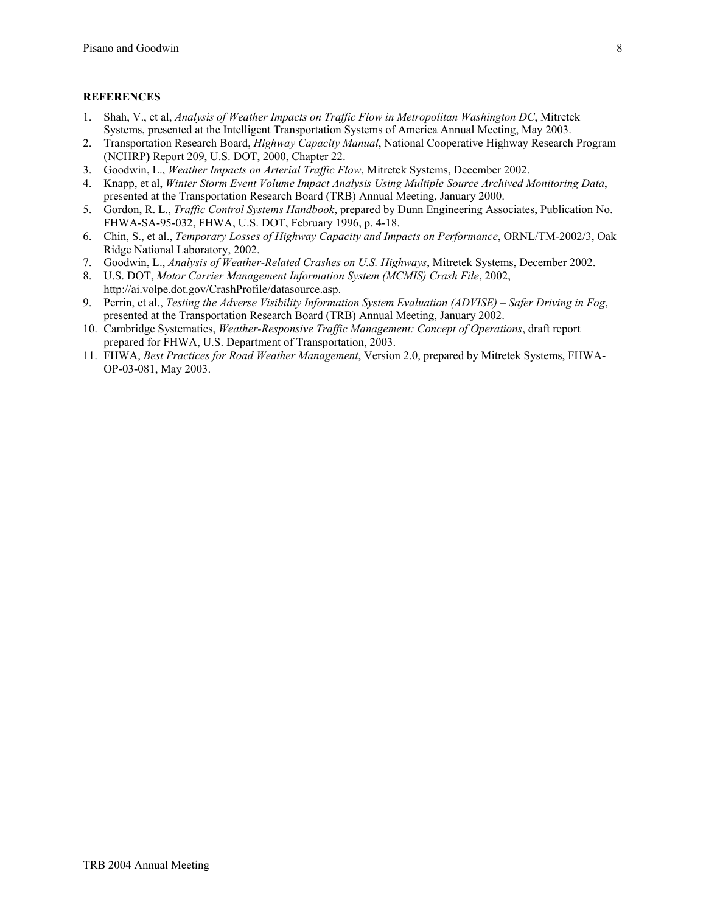**REFERENCES**

1. Shah, V., et al, *Analysis of Weather Impacts on Traffic Flow in Metropolitan Washington DC*, Mitretek Systems, presented at the Intelligent Transportation Systems of America Annual Meeting, May 2003.
2. Transportation Research Board, *Highway Capacity Manual*, National Cooperative Highway Research Program (NCHRP**)** Report 209, U.S. DOT, 2000, Chapter 22.
3. Goodwin, L., *Weather Impacts on Arterial Traffic Flow*, Mitretek Systems, December 2002.
4. Knapp, et al, *Winter Storm Event Volume Impact Analysis Using Multiple Source Archived Monitoring Data*, presented at the Transportation Research Board (TRB) Annual Meeting, January 2000.
5. Gordon, R. L., *Traffic Control Systems Handbook*, prepared by Dunn Engineering Associates, Publication No. FHWA-SA-95-032, FHWA, U.S. DOT, February 1996, p. 4-18.
6. Chin, S., et al., *Temporary Losses of Highway Capacity and Impacts on Performance*, ORNL/TM-2002/3, Oak Ridge National Laboratory, 2002.
7. Goodwin, L., *Analysis of Weather-Related Crashes on U.S. Highways*, Mitretek Systems, December 2002.
8. U.S. DOT, *Motor Carrier Management Information System (MCMIS) Crash File*, 2002, http://ai.volpe.dot.gov/CrashProfile/datasource.asp.
9. Perrin, et al., *Testing the Adverse Visibility Information System Evaluation (ADVISE) – Safer Driving in Fog*, presented at the Transportation Research Board (TRB) Annual Meeting, January 2002.
10. Cambridge Systematics, *Weather-Responsive Traffic Management: Concept of Operations*, draft report prepared for FHWA, U.S. Department of Transportation, 2003.
11. FHWA, *Best Practices for Road Weather Management*, Version 2.0, prepared by Mitretek Systems, FHWA-OP-03-081, May 2003.